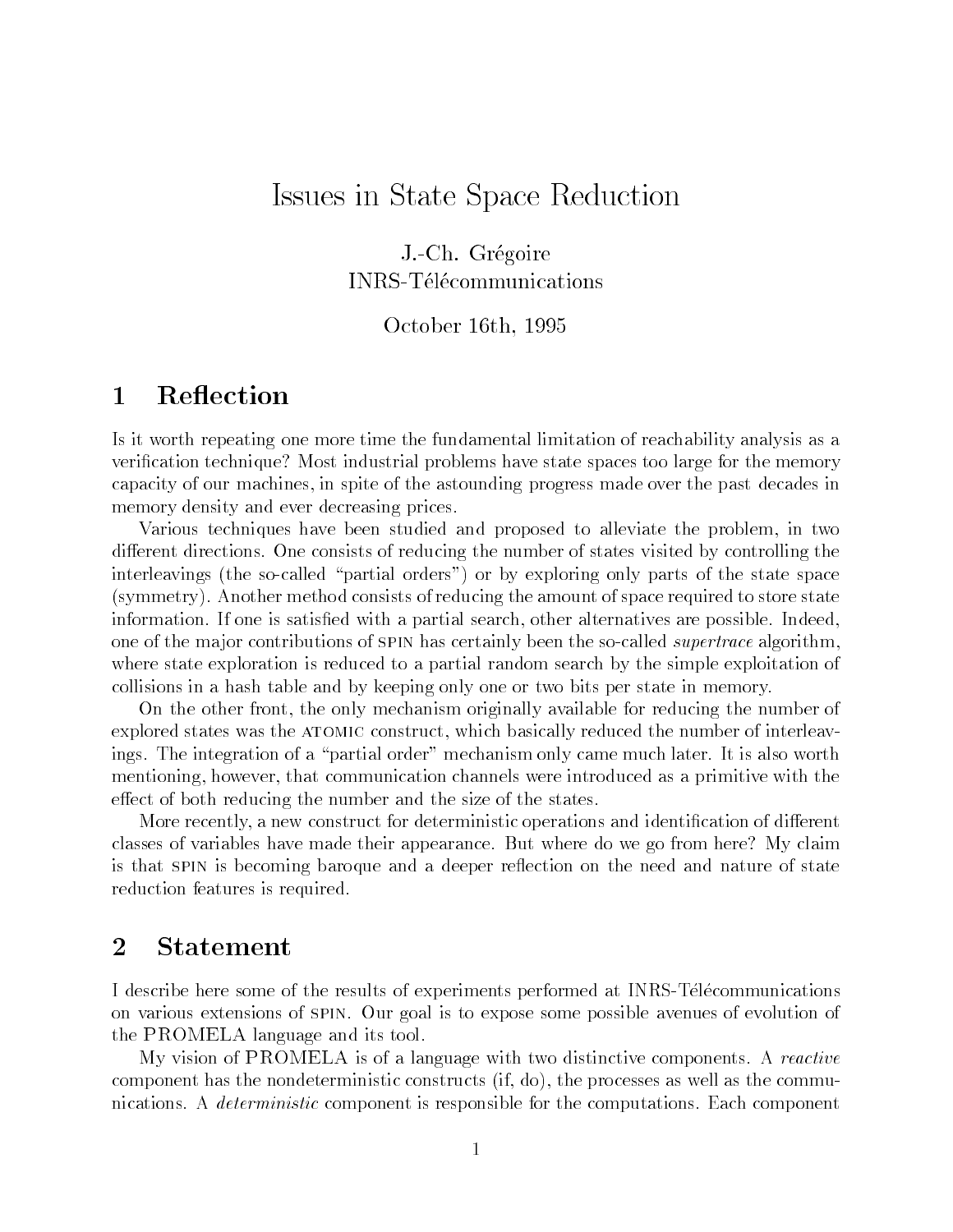# Issues in State Space Reduction

J.-Ch. Grégoire
INRS-Télécommunications

October 16th, 1995

## 1 Reflection

Is it worth repeating one more time the fundamental limitation of reachability analysis as a verification technique? Most industrial problems have state spaces too large for the memory capacity of our machines, in spite of the astounding progress made over the past decades in memory density and ever decreasing prices.

Various techniques have been studied and proposed to alleviate the problem, in two different directions. One consists of reducing the number of states visited by controlling the interleavings (the so-called "partial orders") or by exploring only parts of the state space (symmetry). Another method consists of reducing the amount of space required to store state information. If one is satisfied with a partial search, other alternatives are possible. Indeed, one of the major contributions of SPIN has certainly been the so-called *supertrace* algorithm, where state exploration is reduced to a partial random search by the simple exploitation of collisions in a hash table and by keeping only one or two bits per state in memory.

On the other front, the only mechanism originally available for reducing the number of explored states was the ATOMIC construct, which basically reduced the number of interleavings. The integration of a "partial order" mechanism only came much later. It is also worth mentioning, however, that communication channels were introduced as a primitive with the effect of both reducing the number and the size of the states.

More recently, a new construct for deterministic operations and identification of different classes of variables have made their appearance. But where do we go from here? My claim is that SPIN is becoming baroque and a deeper reflection on the need and nature of state reduction features is required.

## 2 Statement

I describe here some of the results of experiments performed at INRS-Télécommunications on various extensions of SPIN. Our goal is to expose some possible avenues of evolution of the PROMELA language and its tool.

My vision of PROMELA is of a language with two distinctive components. A *reactive* component has the nondeterministic constructs (if, do), the processes as well as the communications. A *deterministic* component is responsible for the computations. Each component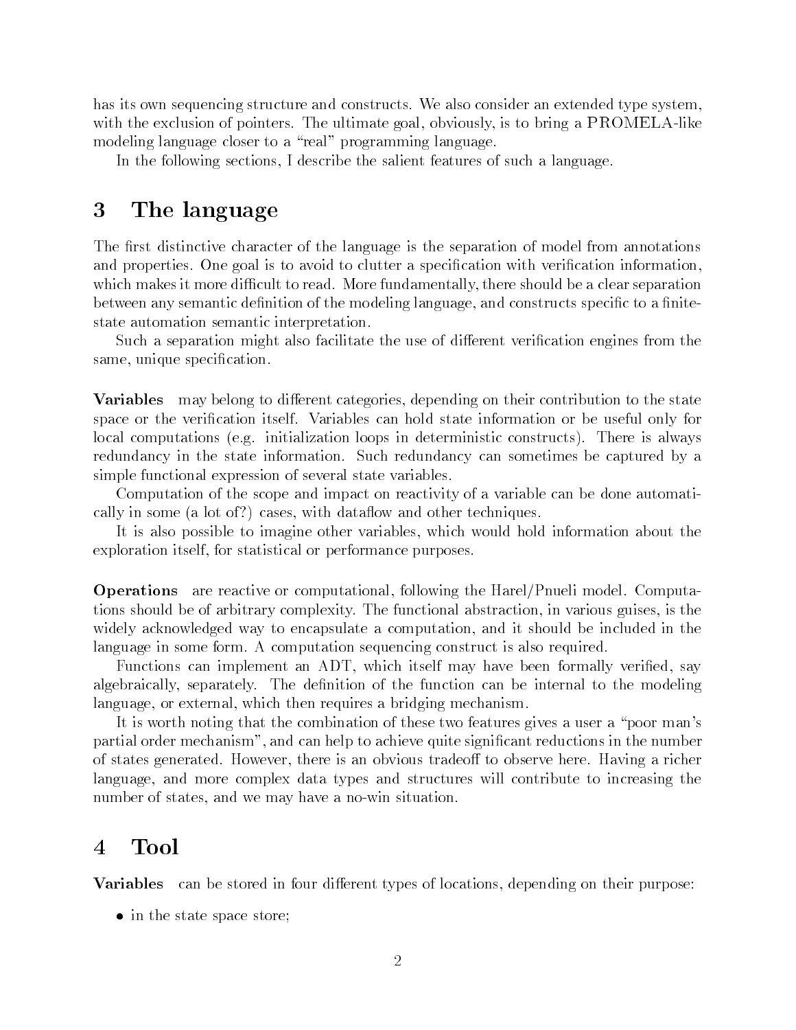has its own sequencing structure and constructs. We also consider an extended type system, with the exclusion of pointers. The ultimate goal, obviously, is to bring a PROMELA-like modeling language closer to a "real" programming language.

In the following sections, I describe the salient features of such a language.

# 3 The language

The first distinctive character of the language is the separation of model from annotations and properties. One goal is to avoid to clutter a specification with verification information, which makes it more difficult to read. More fundamentally, there should be a clear separation between any semantic definition of the modeling language, and constructs specific to a finite-state automation semantic interpretation.

Such a separation might also facilitate the use of different verification engines from the same, unique specification.

**Variables** may belong to different categories, depending on their contribution to the state space or the verification itself. Variables can hold state information or be useful only for local computations (e.g. initialization loops in deterministic constructs). There is always redundancy in the state information. Such redundancy can sometimes be captured by a simple functional expression of several state variables.

Computation of the scope and impact on reactivity of a variable can be done automatically in some (a lot of?) cases, with dataflow and other techniques.

It is also possible to imagine other variables, which would hold information about the exploration itself, for statistical or performance purposes.

**Operations** are reactive or computational, following the Harel/Pnueli model. Computations should be of arbitrary complexity. The functional abstraction, in various guises, is the widely acknowledged way to encapsulate a computation, and it should be included in the language in some form. A computation sequencing construct is also required.

Functions can implement an ADT, which itself may have been formally verified, say algebraically, separately. The definition of the function can be internal to the modeling language, or external, which then requires a bridging mechanism.

It is worth noting that the combination of these two features gives a user a "poor man's partial order mechanism", and can help to achieve quite significant reductions in the number of states generated. However, there is an obvious tradeoff to observe here. Having a richer language, and more complex data types and structures will contribute to increasing the number of states, and we may have a no-win situation.

# 4 Tool

**Variables** can be stored in four different types of locations, depending on their purpose:

- in the state space store;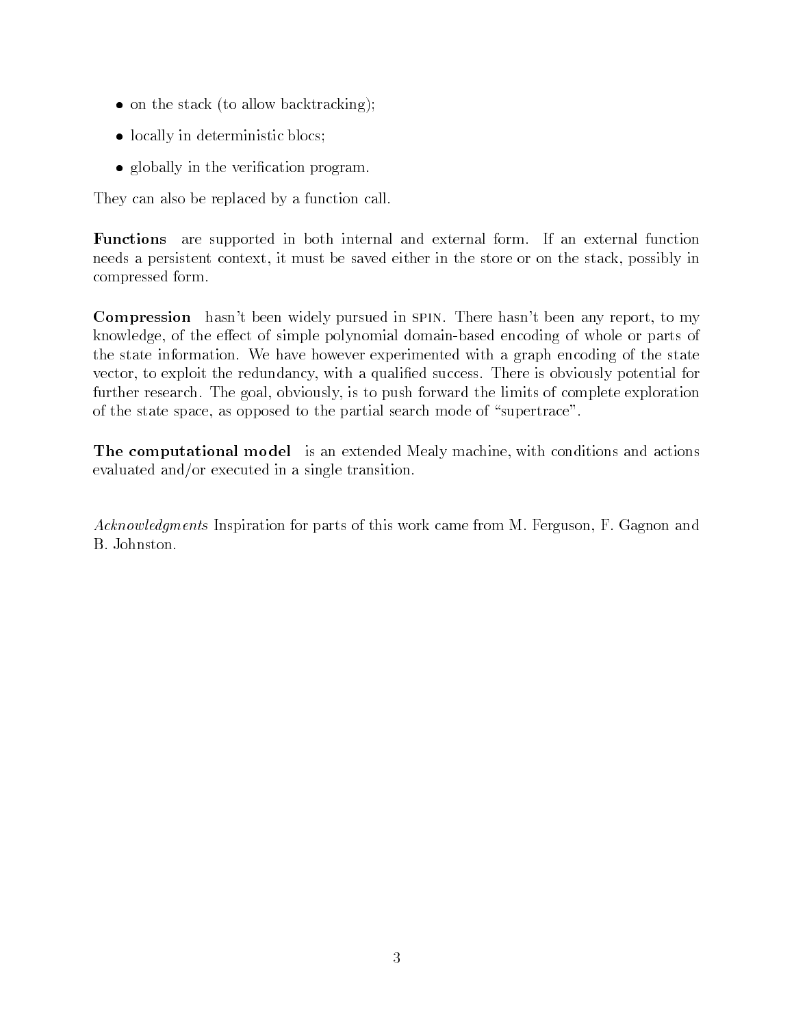- on the stack (to allow backtracking);
- locally in deterministic blocs;
- globally in the verification program.

They can also be replaced by a function call.

**Functions** are supported in both internal and external form. If an external function needs a persistent context, it must be saved either in the store or on the stack, possibly in compressed form.

**Compression** hasn't been widely pursued in SPIN. There hasn't been any report, to my knowledge, of the effect of simple polynomial domain-based encoding of whole or parts of the state information. We have however experimented with a graph encoding of the state vector, to exploit the redundancy, with a qualified success. There is obviously potential for further research. The goal, obviously, is to push forward the limits of complete exploration of the state space, as opposed to the partial search mode of "supertrace".

**The computational model** is an extended Mealy machine, with conditions and actions evaluated and/or executed in a single transition.

*Acknowledgments* Inspiration for parts of this work came from M. Ferguson, F. Gagnon and B. Johnston.